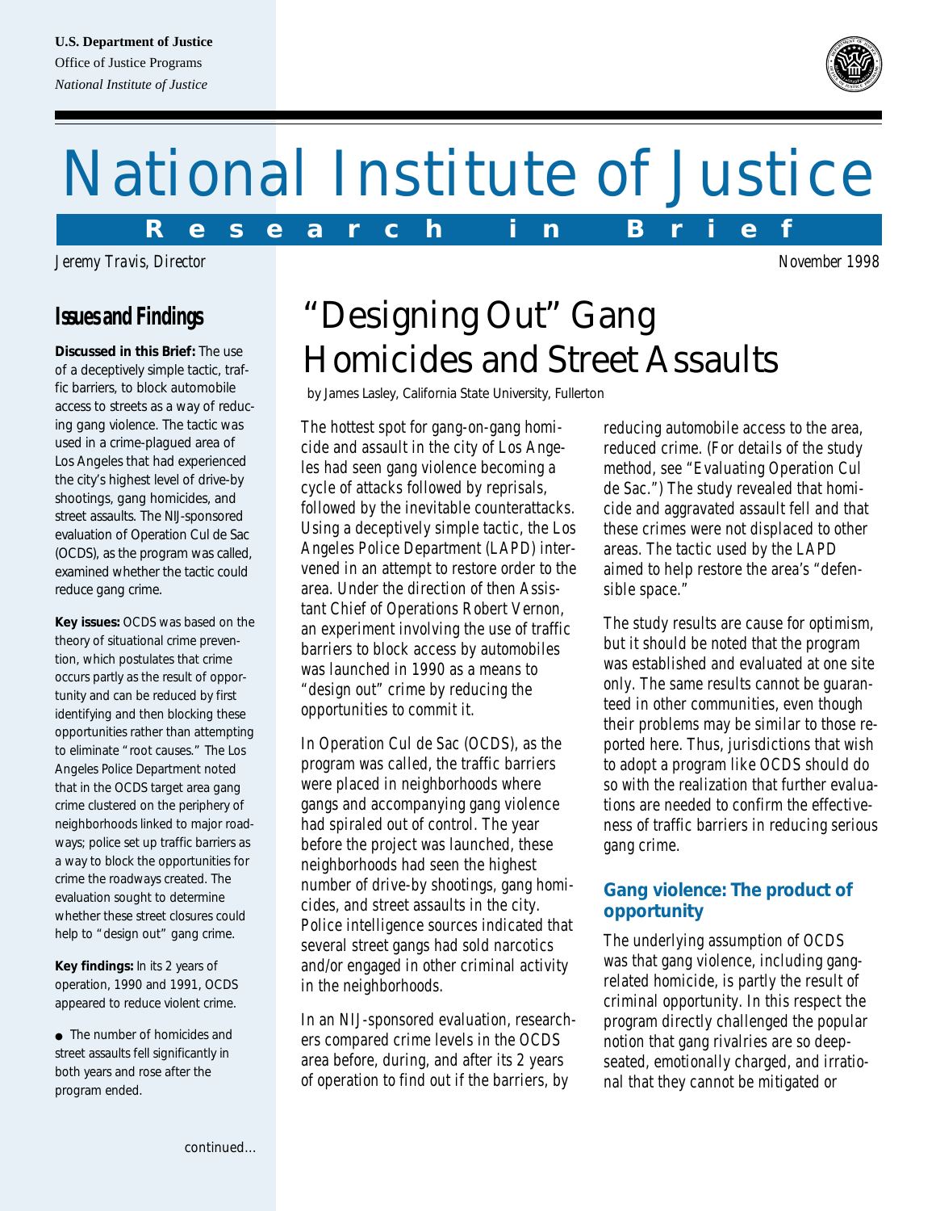U.S. Department of Justice
Office of Justice Programs
*National Institute of Justice*

# National Institute of Justice

**Research in Brief**

*Jeremy Travis, Director*

*November 1998*

## Issues and Findings

**Discussed in this Brief:** The use of a deceptively simple tactic, traffic barriers, to block automobile access to streets as a way of reducing gang violence. The tactic was used in a crime-plagued area of Los Angeles that had experienced the city's highest level of drive-by shootings, gang homicides, and street assaults. The NIJ-sponsored evaluation of Operation Cul de Sac (OCDS), as the program was called, examined whether the tactic could reduce gang crime.

**Key issues:** OCDS was based on the theory of situational crime prevention, which postulates that crime occurs partly as the result of opportunity and can be reduced by first identifying and then blocking these opportunities rather than attempting to eliminate "root causes." The Los Angeles Police Department noted that in the OCDS target area gang crime clustered on the periphery of neighborhoods linked to major roadways; police set up traffic barriers as a way to block the opportunities for crime the roadways created. The evaluation sought to determine whether these street closures could help to "design out" gang crime.

**Key findings:** In its 2 years of operation, 1990 and 1991, OCDS appeared to reduce violent crime.

- The number of homicides and street assaults fell significantly in both years and rose after the program ended.

*continued…*

# "Designing Out" Gang Homicides and Street Assaults

by James Lasley, California State University, Fullerton

The hottest spot for gang-on-gang homicide and assault in the city of Los Angeles had seen gang violence becoming a cycle of attacks followed by reprisals, followed by the inevitable counterattacks. Using a deceptively simple tactic, the Los Angeles Police Department (LAPD) intervened in an attempt to restore order to the area. Under the direction of then Assistant Chief of Operations Robert Vernon, an experiment involving the use of traffic barriers to block access by automobiles was launched in 1990 as a means to "design out" crime by reducing the opportunities to commit it.

In Operation Cul de Sac (OCDS), as the program was called, the traffic barriers were placed in neighborhoods where gangs and accompanying gang violence had spiraled out of control. The year before the project was launched, these neighborhoods had seen the highest number of drive-by shootings, gang homicides, and street assaults in the city. Police intelligence sources indicated that several street gangs had sold narcotics and/or engaged in other criminal activity in the neighborhoods.

In an NIJ-sponsored evaluation, researchers compared crime levels in the OCDS area before, during, and after its 2 years of operation to find out if the barriers, by reducing automobile access to the area, reduced crime. (For details of the study method, see "Evaluating Operation Cul de Sac.") The study revealed that homicide and aggravated assault fell and that these crimes were not displaced to other areas. The tactic used by the LAPD aimed to help restore the area's "defensible space."

The study results are cause for optimism, but it should be noted that the program was established and evaluated at one site only. The same results cannot be guaranteed in other communities, even though their problems may be similar to those reported here. Thus, jurisdictions that wish to adopt a program like OCDS should do so with the realization that further evaluations are needed to confirm the effectiveness of traffic barriers in reducing serious gang crime.

### Gang violence: The product of opportunity

The underlying assumption of OCDS was that gang violence, including gang-related homicide, is partly the result of criminal opportunity. In this respect the program directly challenged the popular notion that gang rivalries are so deep-seated, emotionally charged, and irrational that they cannot be mitigated or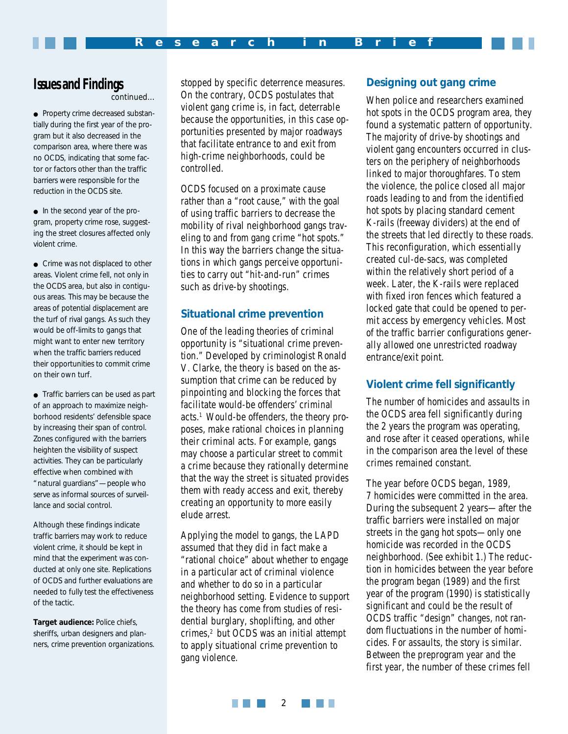## Issues and Findings

continued...

- Property crime decreased substantially during the first year of the program but it also decreased in the comparison area, where there was no OCDS, indicating that some factor or factors other than the traffic barriers were responsible for the reduction in the OCDS site.
- In the second year of the program, property crime rose, suggesting the street closures affected only violent crime.
- Crime was not displaced to other areas. Violent crime fell, not only in the OCDS area, but also in contiguous areas. This may be because the areas of potential displacement are the turf of rival gangs. As such they would be off-limits to gangs that might want to enter new territory when the traffic barriers reduced their opportunities to commit crime on their own turf.
- Traffic barriers can be used as part of an approach to maximize neighborhood residents' defensible space by increasing their span of control. Zones configured with the barriers heighten the visibility of suspect activities. They can be particularly effective when combined with "natural guardians"—people who serve as informal sources of surveillance and social control.

Although these findings indicate traffic barriers may work to reduce violent crime, it should be kept in mind that the experiment was conducted at only one site. Replications of OCDS and further evaluations are needed to fully test the effectiveness of the tactic.

**Target audience:** Police chiefs, sheriffs, urban designers and planners, crime prevention organizations.

stopped by specific deterrence measures. On the contrary, OCDS postulates that violent gang crime is, in fact, deterrable because the opportunities, in this case opportunities presented by major roadways that facilitate entrance to and exit from high-crime neighborhoods, could be controlled.

OCDS focused on a proximate cause rather than a "root cause," with the goal of using traffic barriers to decrease the mobility of rival neighborhood gangs traveling to and from gang crime "hot spots." In this way the barriers change the situations in which gangs perceive opportunities to carry out "hit-and-run" crimes such as drive-by shootings.

## Situational crime prevention

One of the leading theories of criminal opportunity is "situational crime prevention." Developed by criminologist Ronald V. Clarke, the theory is based on the assumption that crime can be reduced by pinpointing and blocking the forces that facilitate would-be offenders' criminal acts.[1] Would-be offenders, the theory proposes, make rational choices in planning their criminal acts. For example, gangs may choose a particular street to commit a crime because they rationally determine that the way the street is situated provides them with ready access and exit, thereby creating an opportunity to more easily elude arrest.

Applying the model to gangs, the LAPD assumed that they did in fact make a "rational choice" about whether to engage in a particular act of criminal violence and whether to do so in a particular neighborhood setting. Evidence to support the theory has come from studies of residential burglary, shoplifting, and other crimes,[2] but OCDS was an initial attempt to apply situational crime prevention to gang violence.

## Designing out gang crime

When police and researchers examined hot spots in the OCDS program area, they found a systematic pattern of opportunity. The majority of drive-by shootings and violent gang encounters occurred in clusters on the periphery of neighborhoods linked to major thoroughfares. To stem the violence, the police closed all major roads leading to and from the identified hot spots by placing standard cement K-rails (freeway dividers) at the end of the streets that led directly to these roads. This reconfiguration, which essentially created cul-de-sacs, was completed within the relatively short period of a week. Later, the K-rails were replaced with fixed iron fences which featured a locked gate that could be opened to permit access by emergency vehicles. Most of the traffic barrier configurations generally allowed one unrestricted roadway entrance/exit point.

## Violent crime fell significantly

The number of homicides and assaults in the OCDS area fell significantly during the 2 years the program was operating, and rose after it ceased operations, while in the comparison area the level of these crimes remained constant.

The year before OCDS began, 1989, 7 homicides were committed in the area. During the subsequent 2 years—after the traffic barriers were installed on major streets in the gang hot spots—only one homicide was recorded in the OCDS neighborhood. (See exhibit 1.) The reduction in homicides between the year before the program began (1989) and the first year of the program (1990) is statistically significant and could be the result of OCDS traffic "design" changes, not random fluctuations in the number of homicides. For assaults, the story is similar. Between the preprogram year and the first year, the number of these crimes fell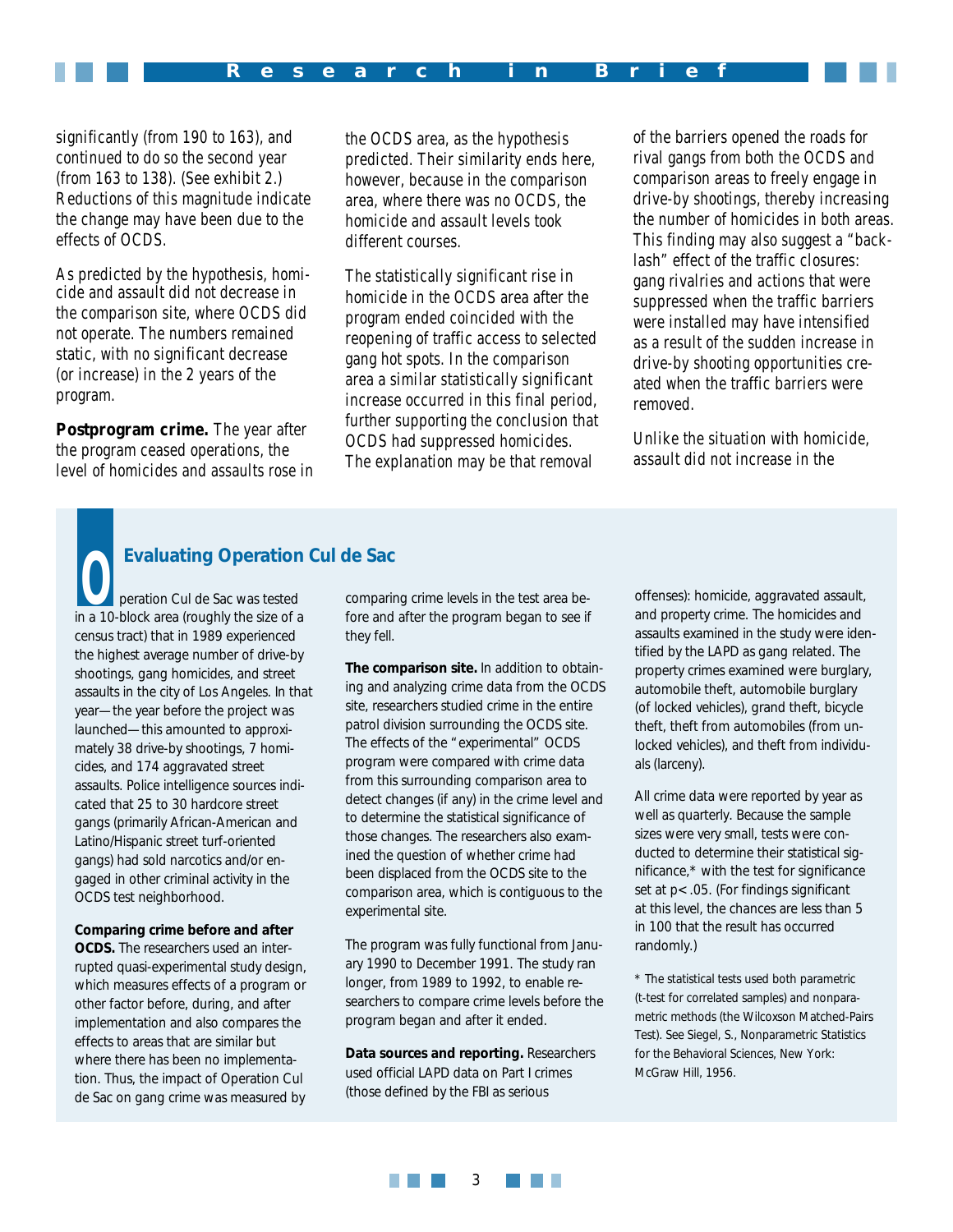significantly (from 190 to 163), and continued to do so the second year (from 163 to 138). (See exhibit 2.) Reductions of this magnitude indicate the change may have been due to the effects of OCDS.

As predicted by the hypothesis, homicide and assault did not decrease in the comparison site, where OCDS did not operate. The numbers remained static, with no significant decrease (or increase) in the 2 years of the program.

**Postprogram crime.** The year after the program ceased operations, the level of homicides and assaults rose in the OCDS area, as the hypothesis predicted. Their similarity ends here, however, because in the comparison area, where there was no OCDS, the homicide and assault levels took different courses.

The statistically significant rise in homicide in the OCDS area after the program ended coincided with the reopening of traffic access to selected gang hot spots. In the comparison area a similar statistically significant increase occurred in this final period, further supporting the conclusion that OCDS had suppressed homicides. The explanation may be that removal of the barriers opened the roads for rival gangs from both the OCDS and comparison areas to freely engage in drive-by shootings, thereby increasing the number of homicides in both areas. This finding may also suggest a "backlash" effect of the traffic closures: gang rivalries and actions that were suppressed when the traffic barriers were installed may have intensified as a result of the sudden increase in drive-by shooting opportunities created when the traffic barriers were removed.

Unlike the situation with homicide, assault did not increase in the

## Evaluating Operation Cul de Sac

Operation Cul de Sac was tested in a 10-block area (roughly the size of a census tract) that in 1989 experienced the highest average number of drive-by shootings, gang homicides, and street assaults in the city of Los Angeles. In that year—the year before the project was launched—this amounted to approximately 38 drive-by shootings, 7 homicides, and 174 aggravated street assaults. Police intelligence sources indicated that 25 to 30 hardcore street gangs (primarily African-American and Latino/Hispanic street turf-oriented gangs) had sold narcotics and/or engaged in other criminal activity in the OCDS test neighborhood.

**Comparing crime before and after OCDS.** The researchers used an interrupted quasi-experimental study design, which measures effects of a program or other factor before, during, and after implementation and also compares the effects to areas that are similar but where there has been no implementation. Thus, the impact of Operation Cul de Sac on gang crime was measured by comparing crime levels in the test area before and after the program began to see if they fell.

**The comparison site.** In addition to obtaining and analyzing crime data from the OCDS site, researchers studied crime in the entire patrol division surrounding the OCDS site. The effects of the "experimental" OCDS program were compared with crime data from this surrounding comparison area to detect changes (if any) in the crime level and to determine the statistical significance of those changes. The researchers also examined the question of whether crime had been displaced from the OCDS site to the comparison area, which is contiguous to the experimental site.

The program was fully functional from January 1990 to December 1991. The study ran longer, from 1989 to 1992, to enable researchers to compare crime levels before the program began and after it ended.

**Data sources and reporting.** Researchers used official LAPD data on Part I crimes (those defined by the FBI as serious offenses): homicide, aggravated assault, and property crime. The homicides and assaults examined in the study were identified by the LAPD as gang related. The property crimes examined were burglary, automobile theft, automobile burglary (of locked vehicles), grand theft, bicycle theft, theft from automobiles (from unlocked vehicles), and theft from individuals (larceny).

All crime data were reported by year as well as quarterly. Because the sample sizes were very small, tests were conducted to determine their statistical significance,* with the test for significance set at $p < .05$. (For findings significant at this level, the chances are less than 5 in 100 that the result has occurred randomly.)

* The statistical tests used both parametric (t-test for correlated samples) and nonparametric methods (the Wilcoxon Matched-Pairs Test). See Siegel, S., Nonparametric Statistics for the Behavioral Sciences, New York: McGraw Hill, 1956.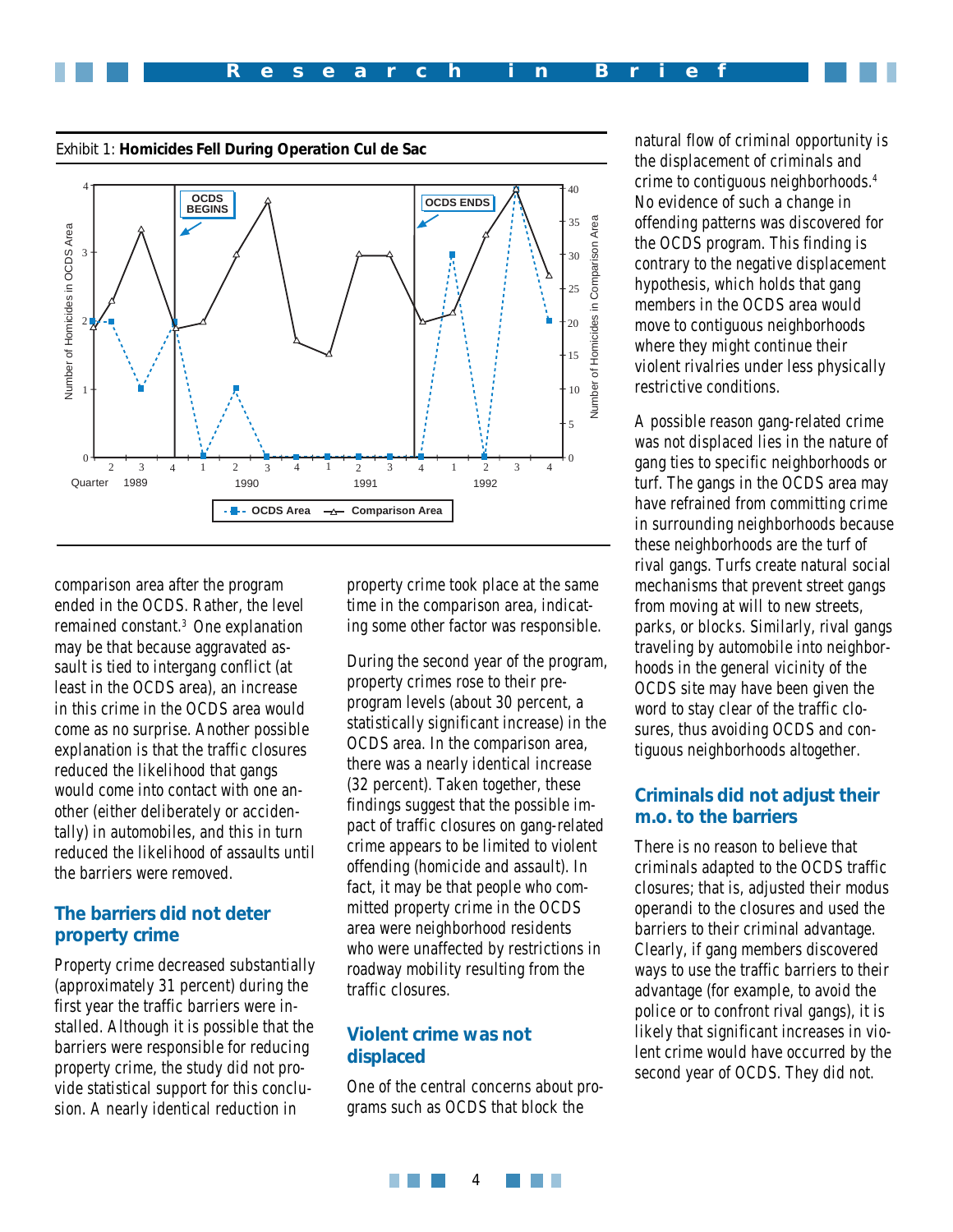Exhibit 1: **Homicides Fell During Operation Cul de Sac**

comparison area after the program ended in the OCDS. Rather, the level remained constant.[3] One explanation may be that because aggravated assault is tied to intergang conflict (at least in the OCDS area), an increase in this crime in the OCDS area would come as no surprise. Another possible explanation is that the traffic closures reduced the likelihood that gangs would come into contact with one another (either deliberately or accidentally) in automobiles, and this in turn reduced the likelihood of assaults until the barriers were removed.

## The barriers did not deter property crime

Property crime decreased substantially (approximately 31 percent) during the first year the traffic barriers were installed. Although it is possible that the barriers were responsible for reducing property crime, the study did not provide statistical support for this conclusion. A nearly identical reduction in property crime took place at the same time in the comparison area, indicating some other factor was responsible.

During the second year of the program, property crimes rose to their preprogram levels (about 30 percent, a statistically significant increase) in the OCDS area. In the comparison area, there was a nearly identical increase (32 percent). Taken together, these findings suggest that the possible impact of traffic closures on gang-related crime appears to be limited to violent offending (homicide and assault). In fact, it may be that people who committed property crime in the OCDS area were neighborhood residents who were unaffected by restrictions in roadway mobility resulting from the traffic closures.

## Violent crime was not displaced

One of the central concerns about programs such as OCDS that block the natural flow of criminal opportunity is the displacement of criminals and crime to contiguous neighborhoods.[4] No evidence of such a change in offending patterns was discovered for the OCDS program. This finding is contrary to the negative displacement hypothesis, which holds that gang members in the OCDS area would move to contiguous neighborhoods where they might continue their violent rivalries under less physically restrictive conditions.

A possible reason gang-related crime was not displaced lies in the nature of gang ties to specific neighborhoods or turf. The gangs in the OCDS area may have refrained from committing crime in surrounding neighborhoods because these neighborhoods are the turf of rival gangs. Turfs create natural social mechanisms that prevent street gangs from moving at will to new streets, parks, or blocks. Similarly, rival gangs traveling by automobile into neighborhoods in the general vicinity of the OCDS site may have been given the word to stay clear of the traffic closures, thus avoiding OCDS and contiguous neighborhoods altogether.

## Criminals did not adjust their m.o. to the barriers

There is no reason to believe that criminals adapted to the OCDS traffic closures; that is, adjusted their modus operandi to the closures and used the barriers to their criminal advantage. Clearly, if gang members discovered ways to use the traffic barriers to their advantage (for example, to avoid the police or to confront rival gangs), it is likely that significant increases in violent crime would have occurred by the second year of OCDS. They did not.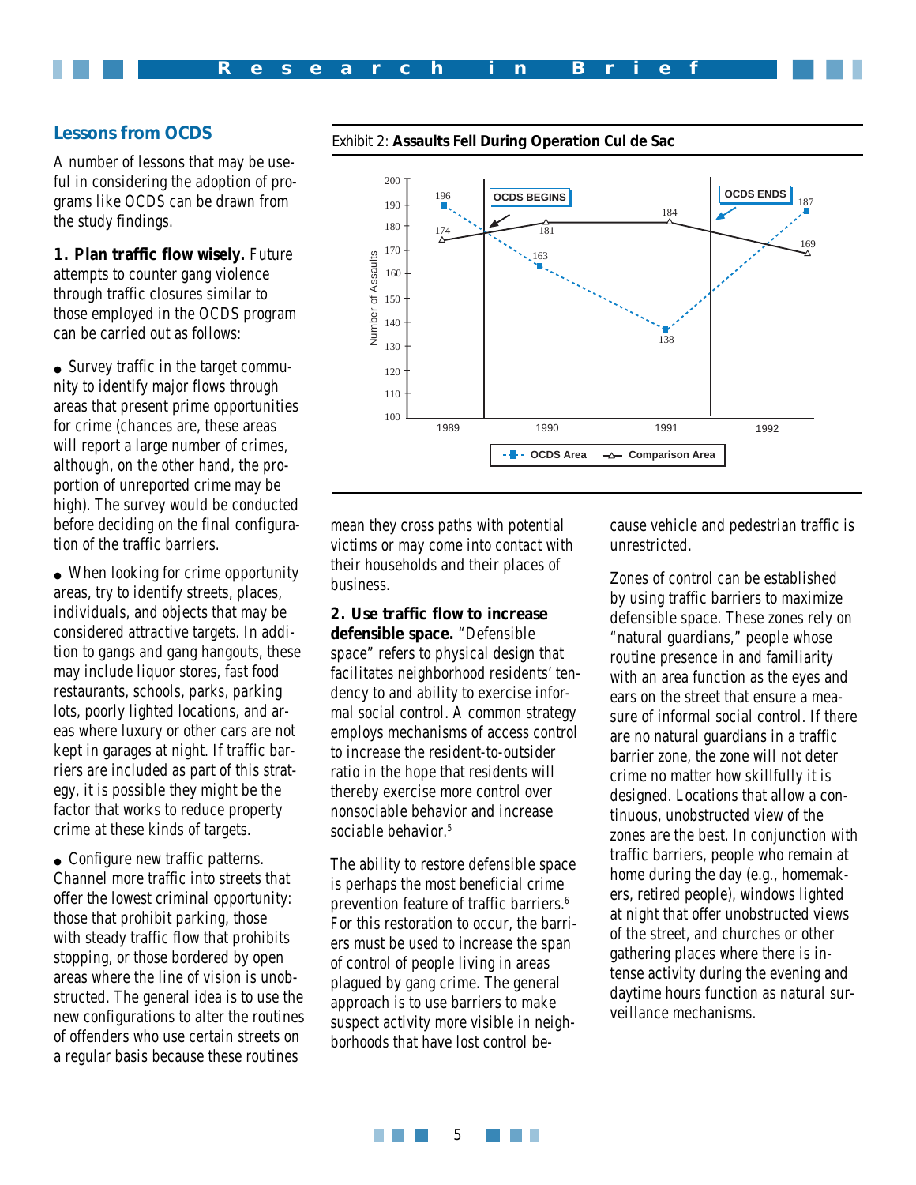## Lessons from OCDS

A number of lessons that may be useful in considering the adoption of programs like OCDS can be drawn from the study findings.

**1. Plan traffic flow wisely.** Future attempts to counter gang violence through traffic closures similar to those employed in the OCDS program can be carried out as follows:

- Survey traffic in the target community to identify major flows through areas that present prime opportunities for crime (chances are, these areas will report a large number of crimes, although, on the other hand, the proportion of unreported crime may be high). The survey would be conducted before deciding on the final configuration of the traffic barriers.

- When looking for crime opportunity areas, try to identify streets, places, individuals, and objects that may be considered attractive targets. In addition to gangs and gang hangouts, these may include liquor stores, fast food restaurants, schools, parks, parking lots, poorly lighted locations, and areas where luxury or other cars are not kept in garages at night. If traffic barriers are included as part of this strategy, it is possible they might be the factor that works to reduce property crime at these kinds of targets.

- Configure new traffic patterns. Channel more traffic into streets that offer the lowest criminal opportunity: those that prohibit parking, those with steady traffic flow that prohibits stopping, or those bordered by open areas where the line of vision is unobstructed. The general idea is to use the new configurations to alter the routines of offenders who use certain streets on a regular basis because these routines mean they cross paths with potential victims or may come into contact with their households and their places of business.

Exhibit 2: **Assaults Fell During Operation Cul de Sac**

| Year | OCDS Area | Comparison Area |
|---|---|---|
| 1989 | 196 | 174 |
| 1990 | 163 | 181 |
| 1991 | 138 | 184 |
| 1992 | 187 | 169 |

(Y-axis: Number of Assaults. Markers indicate "OCDS BEGINS" between 1989 and 1990 and "OCDS ENDS" between 1991 and 1992.)

**2. Use traffic flow to increase defensible space.** "Defensible space" refers to physical design that facilitates neighborhood residents' tendency to and ability to exercise informal social control. A common strategy employs mechanisms of access control to increase the resident-to-outsider ratio in the hope that residents will thereby exercise more control over nonsociable behavior and increase sociable behavior.[5]

The ability to restore defensible space is perhaps the most beneficial crime prevention feature of traffic barriers.[6] For this restoration to occur, the barriers must be used to increase the span of control of people living in areas plagued by gang crime. The general approach is to use barriers to make suspect activity more visible in neighborhoods that have lost control because vehicle and pedestrian traffic is unrestricted.

Zones of control can be established by using traffic barriers to maximize defensible space. These zones rely on "natural guardians," people whose routine presence in and familiarity with an area function as the eyes and ears on the street that ensure a measure of informal social control. If there are no natural guardians in a traffic barrier zone, the zone will not deter crime no matter how skillfully it is designed. Locations that allow a continuous, unobstructed view of the zones are the best. In conjunction with traffic barriers, people who remain at home during the day (e.g., homemakers, retired people), windows lighted at night that offer unobstructed views of the street, and churches or other gathering places where there is intense activity during the evening and daytime hours function as natural surveillance mechanisms.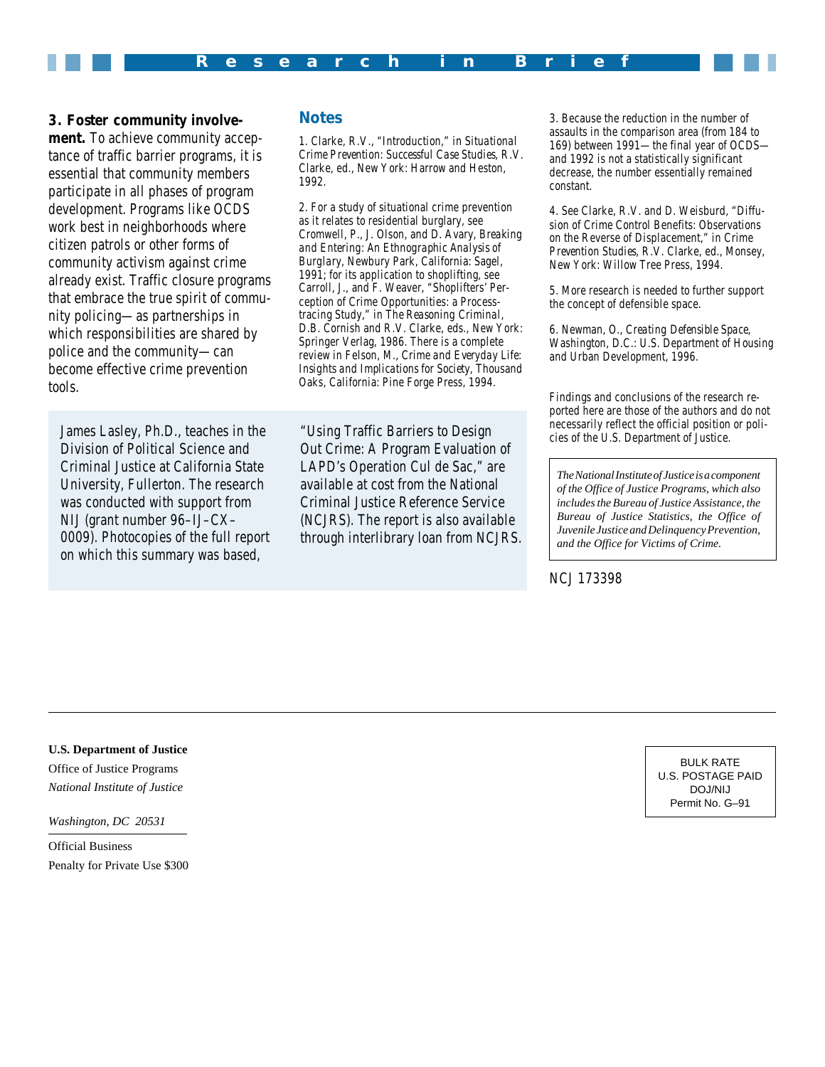**3. Foster community involvement.** To achieve community acceptance of traffic barrier programs, it is essential that community members participate in all phases of program development. Programs like OCDS work best in neighborhoods where citizen patrols or other forms of community activism against crime already exist. Traffic closure programs that embrace the true spirit of community policing—as partnerships in which responsibilities are shared by police and the community—can become effective crime prevention tools.

James Lasley, Ph.D., teaches in the Division of Political Science and Criminal Justice at California State University, Fullerton. The research was conducted with support from NIJ (grant number 96–IJ–CX–0009). Photocopies of the full report on which this summary was based, "Using Traffic Barriers to Design Out Crime: A Program Evaluation of LAPD's Operation Cul de Sac," are available at cost from the National Criminal Justice Reference Service (NCJRS). The report is also available through interlibrary loan from NCJRS.

## Notes

1. Clarke, R.V., "Introduction," in *Situational Crime Prevention: Successful Case Studies*, R.V. Clarke, ed., New York: Harrow and Heston, 1992.

2. For a study of situational crime prevention as it relates to residential burglary, see Cromwell, P., J. Olson, and D. Avary, *Breaking and Entering: An Ethnographic Analysis of Burglary*, Newbury Park, California: Sagel, 1991; for its application to shoplifting, see Carroll, J., and F. Weaver, "Shoplifters' Perception of Crime Opportunities: a Process-tracing Study," in *The Reasoning Criminal*, D.B. Cornish and R.V. Clarke, eds., New York: Springer Verlag, 1986. There is a complete review in Felson, M., *Crime and Everyday Life: Insights and Implications for Society*, Thousand Oaks, California: Pine Forge Press, 1994.

3. Because the reduction in the number of assaults in the comparison area (from 184 to 169) between 1991—the final year of OCDS—and 1992 is not a statistically significant decrease, the number essentially remained constant.

4. See Clarke, R.V. and D. Weisburd, "Diffusion of Crime Control Benefits: Observations on the Reverse of Displacement," in *Crime Prevention Studies*, R.V. Clarke, ed., Monsey, New York: Willow Tree Press, 1994.

5. More research is needed to further support the concept of defensible space.

6. Newman, O., *Creating Defensible Space*, Washington, D.C.: U.S. Department of Housing and Urban Development, 1996.

Findings and conclusions of the research reported here are those of the authors and do not necessarily reflect the official position or policies of the U.S. Department of Justice.

*The National Institute of Justice is a component of the Office of Justice Programs, which also includes the Bureau of Justice Assistance, the Bureau of Justice Statistics, the Office of Juvenile Justice and Delinquency Prevention, and the Office for Victims of Crime.*

NCJ 173398

**U.S. Department of Justice**
Office of Justice Programs
*National Institute of Justice*

*Washington, DC 20531*

Official Business
Penalty for Private Use $300

BULK RATE
U.S. POSTAGE PAID
DOJ/NIJ
Permit No. G–91